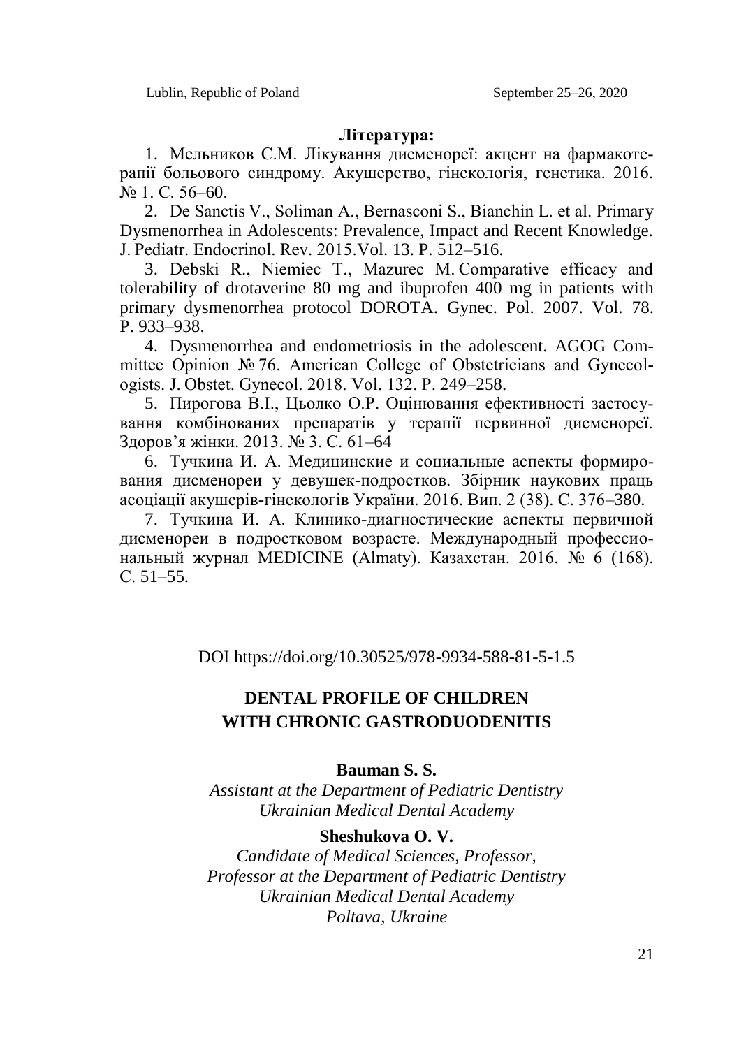**Література:**

1. Мельников С.М. Лікування дисменореї: акцент на фармакотерапії больового синдрому. Акушерство, гінекологія, генетика. 2016. № 1. С. 56–60.

2. De Sanctis V., Soliman A., Bernasconi S., Bianchin L. et al. Primary Dysmenorrhea in Adolescents: Prevalence, Impact and Recent Knowledge. J. Pediatr. Endocrinol. Rev. 2015.Vol. 13. P. 512–516.

3. Debski R., Niemiec T., Mazurec M. Comparative efficacy and tolerability of drotaverine 80 mg and ibuprofen 400 mg in patients with primary dysmenorrhea protocol DOROTA. Gynec. Pol. 2007. Vol. 78. P. 933–938.

4. Dysmenorrhea and endometriosis in the adolescent. AGOG Committee Opinion № 76. American College of Obstetricians and Gynecologists. J. Obstet. Gynecol. 2018. Vol. 132. P. 249–258.

5. Пирогова В.І., Цьолко О.Р. Оцінювання ефективності застосування комбінованих препаратів у терапії первинної дисменореї. Здоров'я жінки. 2013. № 3. С. 61–64

6. Тучкина И. А. Медицинские и социальные аспекты формирования дисменореи у девушек-подростков. Збірник наукових праць асоціації акушерів-гінекологів України. 2016. Вип. 2 (38). С. 376–380.

7. Тучкина И. А. Клинико-диагностические аспекты первичной дисменореи в подростковом возрасте. Международный профессиональный журнал MEDICINE (Almaty). Казахстан. 2016. № 6 (168). С. 51–55.

DOI https://doi.org/10.30525/978-9934-588-81-5-1.5

# DENTAL PROFILE OF CHILDREN WITH CHRONIC GASTRODUODENITIS

**Bauman S. S.**

*Assistant at the Department of Pediatric Dentistry*
*Ukrainian Medical Dental Academy*

**Sheshukova O. V.**

*Candidate of Medical Sciences, Professor,*
*Professor at the Department of Pediatric Dentistry*
*Ukrainian Medical Dental Academy*
*Poltava, Ukraine*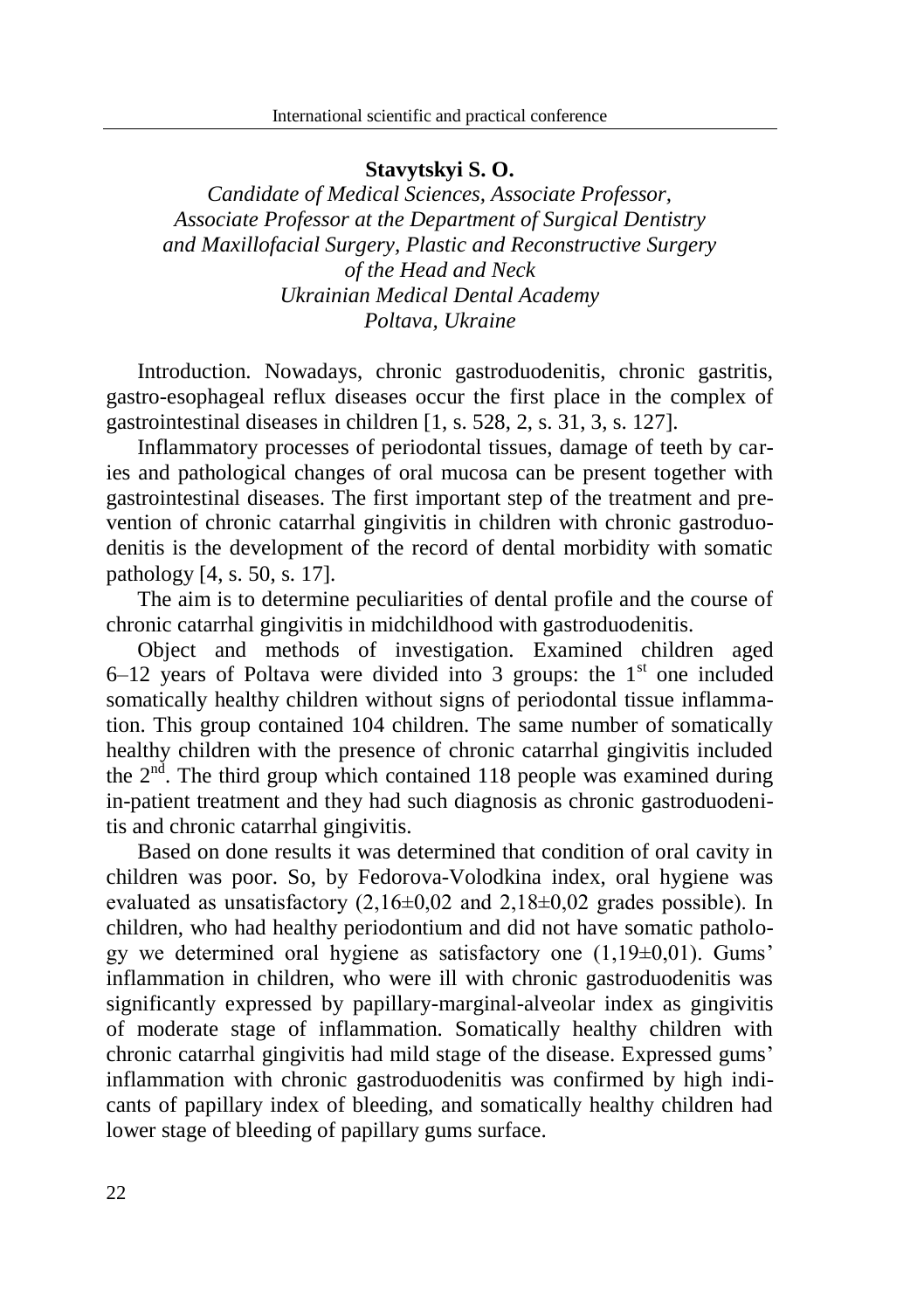**Stavytskyi S. O.**

*Candidate of Medical Sciences, Associate Professor,*
*Associate Professor at the Department of Surgical Dentistry*
*and Maxillofacial Surgery, Plastic and Reconstructive Surgery*
*of the Head and Neck*
*Ukrainian Medical Dental Academy*
*Poltava, Ukraine*

Introduction. Nowadays, chronic gastroduodenitis, chronic gastritis, gastro-esophageal reflux diseases occur the first place in the complex of gastrointestinal diseases in children [1, s. 528, 2, s. 31, 3, s. 127].

Inflammatory processes of periodontal tissues, damage of teeth by caries and pathological changes of oral mucosa can be present together with gastrointestinal diseases. The first important step of the treatment and prevention of chronic catarrhal gingivitis in children with chronic gastroduodenitis is the development of the record of dental morbidity with somatic pathology [4, s. 50, s. 17].

The aim is to determine peculiarities of dental profile and the course of chronic catarrhal gingivitis in midchildhood with gastroduodenitis.

Object and methods of investigation. Examined children aged 6–12 years of Poltava were divided into 3 groups: the 1st one included somatically healthy children without signs of periodontal tissue inflammation. This group contained 104 children. The same number of somatically healthy children with the presence of chronic catarrhal gingivitis included the 2nd. The third group which contained 118 people was examined during in-patient treatment and they had such diagnosis as chronic gastroduodenitis and chronic catarrhal gingivitis.

Based on done results it was determined that condition of oral cavity in children was poor. So, by Fedorova-Volodkina index, oral hygiene was evaluated as unsatisfactory (2,16±0,02 and 2,18±0,02 grades possible). In children, who had healthy periodontium and did not have somatic pathology we determined oral hygiene as satisfactory one (1,19±0,01). Gums' inflammation in children, who were ill with chronic gastroduodenitis was significantly expressed by papillary-marginal-alveolar index as gingivitis of moderate stage of inflammation. Somatically healthy children with chronic catarrhal gingivitis had mild stage of the disease. Expressed gums' inflammation with chronic gastroduodenitis was confirmed by high indicants of papillary index of bleeding, and somatically healthy children had lower stage of bleeding of papillary gums surface.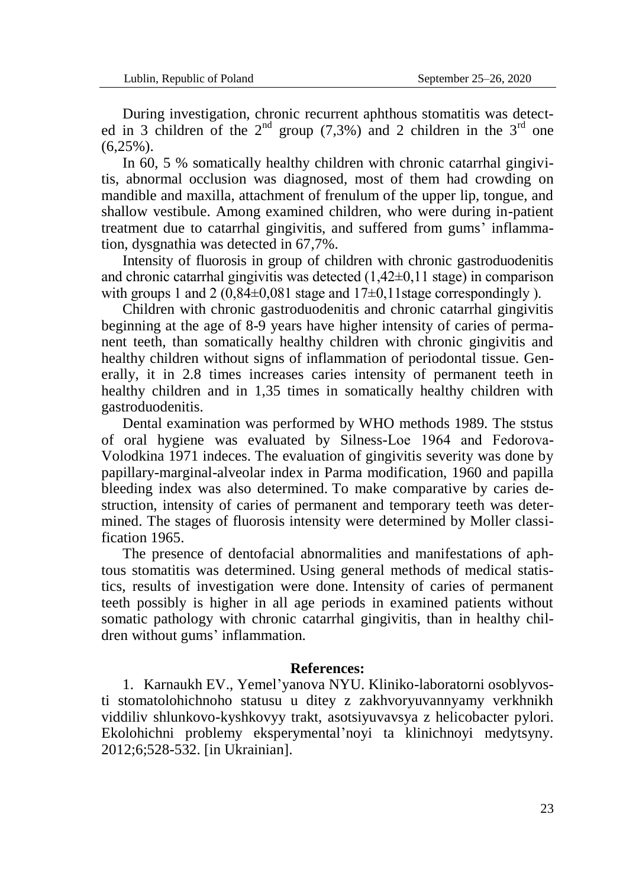During investigation, chronic recurrent aphthous stomatitis was detected in 3 children of the 2nd group (7,3%) and 2 children in the 3rd one (6,25%).

In 60, 5 % somatically healthy children with chronic catarrhal gingivitis, abnormal occlusion was diagnosed, most of them had crowding on mandible and maxilla, attachment of frenulum of the upper lip, tongue, and shallow vestibule. Among examined children, who were during in-patient treatment due to catarrhal gingivitis, and suffered from gums' inflammation, dysgnathia was detected in 67,7%.

Intensity of fluorosis in group of children with chronic gastroduodenitis and chronic catarrhal gingivitis was detected (1,42±0,11 stage) in comparison with groups 1 and 2 (0,84±0,081 stage and 17±0,11stage correspondingly ).

Children with chronic gastroduodenitis and chronic catarrhal gingivitis beginning at the age of 8-9 years have higher intensity of caries of permanent teeth, than somatically healthy children with chronic gingivitis and healthy children without signs of inflammation of periodontal tissue. Generally, it in 2.8 times increases caries intensity of permanent teeth in healthy children and in 1,35 times in somatically healthy children with gastroduodenitis.

Dental examination was performed by WHO methods 1989. The ststus of oral hygiene was evaluated by Silness-Loe 1964 and Fedorova-Volodkina 1971 indeces. The evaluation of gingivitis severity was done by papillary-marginal-alveolar index in Parma modification, 1960 and papilla bleeding index was also determined. To make comparative by caries destruction, intensity of caries of permanent and temporary teeth was determined. The stages of fluorosis intensity were determined by Moller classification 1965.

The presence of dentofacial abnormalities and manifestations of aphtous stomatitis was determined. Using general methods of medical statistics, results of investigation were done. Intensity of caries of permanent teeth possibly is higher in all age periods in examined patients without somatic pathology with chronic catarrhal gingivitis, than in healthy children without gums' inflammation.

## References:

1. Karnaukh EV., Yemel'yanova NYU. Kliniko-laboratorni osoblyvosti stomatolohichnoho statusu u ditey z zakhvoryuvannyamy verkhnikh viddiliv shlunkovo-kyshkovyy trakt, asotsiyuvavsya z helicobacter pylori. Ekolohichni problemy eksperymental'noyi ta klinichnoyi medytsyny. 2012;6;528-532. [in Ukrainian].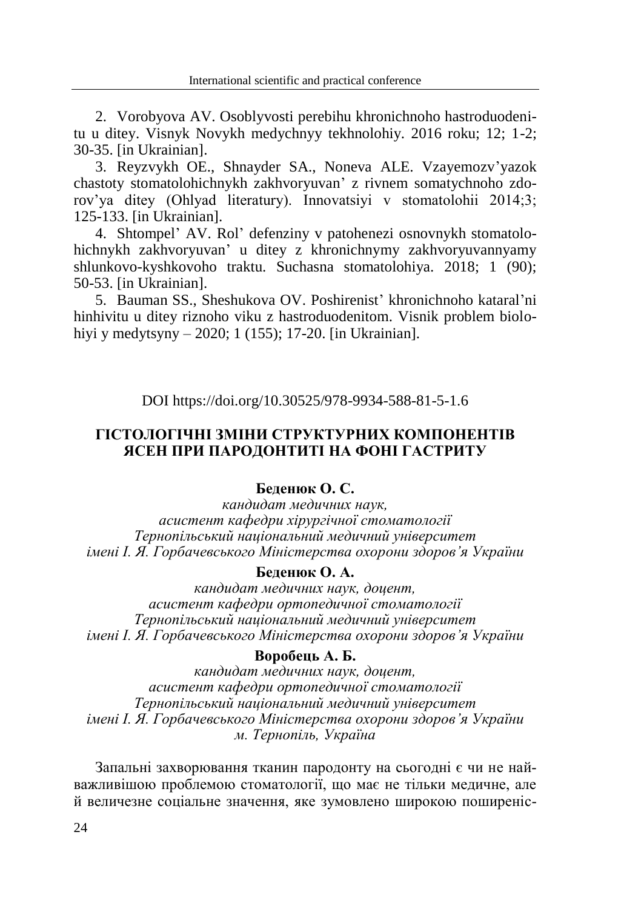2. Vorobyova AV. Osoblyvosti perebihu khronichnoho hastroduodenitu u ditey. Visnyk Novykh medychnyy tekhnolohiy. 2016 roku; 12; 1-2; 30-35. [in Ukrainian].

3. Reyzvykh OE., Shnayder SA., Noneva ALE. Vzayemozv'yazok chastoty stomatolohichnykh zakhvoryuvan' z rivnem somatychnoho zdorov'ya ditey (Ohlyad literatury). Innovatsiyi v stomatolohii 2014;3; 125-133. [in Ukrainian].

4. Shtompel' AV. Rol' defenziny v patohenezi osnovnykh stomatolohichnykh zakhvoryuvan' u ditey z khronichnymy zakhvoryuvannyamy shlunkovo-kyshkovoho traktu. Suchasna stomatolohiya. 2018; 1 (90); 50-53. [in Ukrainian].

5. Bauman SS., Sheshukova OV. Poshirenist' khronichnoho kataral'ni hinhivitu u ditey riznoho viku z hastroduodenitom. Visnik problem biolohiyi y medytsyny – 2020; 1 (155); 17-20. [in Ukrainian].

DOI https://doi.org/10.30525/978-9934-588-81-5-1.6

## ГІСТОЛОГІЧНІ ЗМІНИ СТРУКТУРНИХ КОМПОНЕНТІВ ЯСЕН ПРИ ПАРОДОНТИТІ НА ФОНІ ГАСТРИТУ

**Беденюк О. С.**
*кандидат медичних наук,*
*асистент кафедри хірургічної стоматології*
*Тернопільський національний медичний університет*
*імені І. Я. Горбачевського Міністерства охорони здоров'я України*

**Беденюк О. А.**
*кандидат медичних наук, доцент,*
*асистент кафедри ортопедичної стоматології*
*Тернопільський національний медичний університет*
*імені І. Я. Горбачевського Міністерства охорони здоров'я України*

**Воробець А. Б.**
*кандидат медичних наук, доцент,*
*асистент кафедри ортопедичної стоматології*
*Тернопільський національний медичний університет*
*імені І. Я. Горбачевського Міністерства охорони здоров'я України*
*м. Тернопіль, Україна*

Запальні захворювання тканин пародонту на сьогодні є чи не найважливішою проблемою стоматології, що має не тільки медичне, але й величезне соціальне значення, яке зумовлено широкою поширеніс-